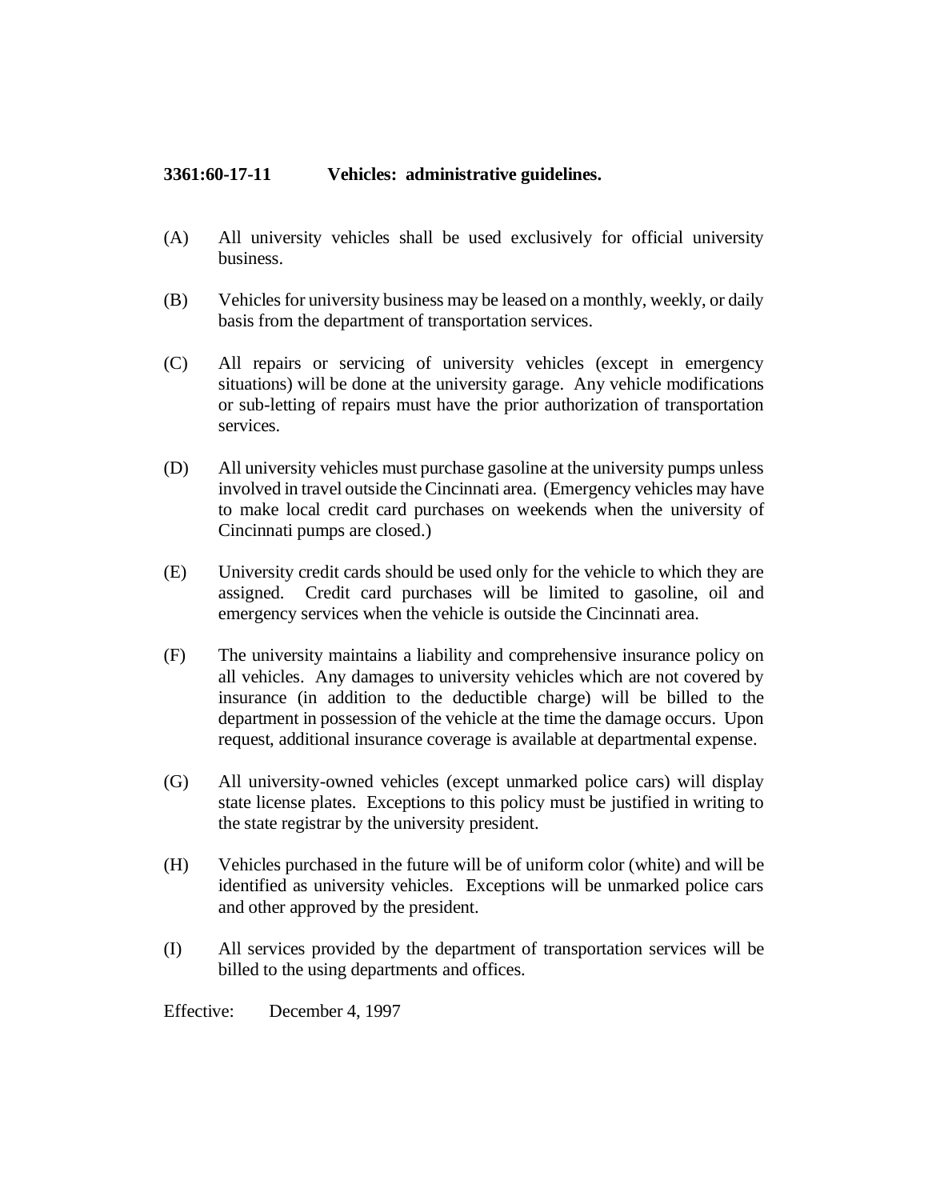**3361:60-17-11 Vehicles: administrative guidelines.**

(A) All university vehicles shall be used exclusively for official university business.

(B) Vehicles for university business may be leased on a monthly, weekly, or daily basis from the department of transportation services.

(C) All repairs or servicing of university vehicles (except in emergency situations) will be done at the university garage. Any vehicle modifications or sub-letting of repairs must have the prior authorization of transportation services.

(D) All university vehicles must purchase gasoline at the university pumps unless involved in travel outside the Cincinnati area. (Emergency vehicles may have to make local credit card purchases on weekends when the university of Cincinnati pumps are closed.)

(E) University credit cards should be used only for the vehicle to which they are assigned. Credit card purchases will be limited to gasoline, oil and emergency services when the vehicle is outside the Cincinnati area.

(F) The university maintains a liability and comprehensive insurance policy on all vehicles. Any damages to university vehicles which are not covered by insurance (in addition to the deductible charge) will be billed to the department in possession of the vehicle at the time the damage occurs. Upon request, additional insurance coverage is available at departmental expense.

(G) All university-owned vehicles (except unmarked police cars) will display state license plates. Exceptions to this policy must be justified in writing to the state registrar by the university president.

(H) Vehicles purchased in the future will be of uniform color (white) and will be identified as university vehicles. Exceptions will be unmarked police cars and other approved by the president.

(I) All services provided by the department of transportation services will be billed to the using departments and offices.

Effective: December 4, 1997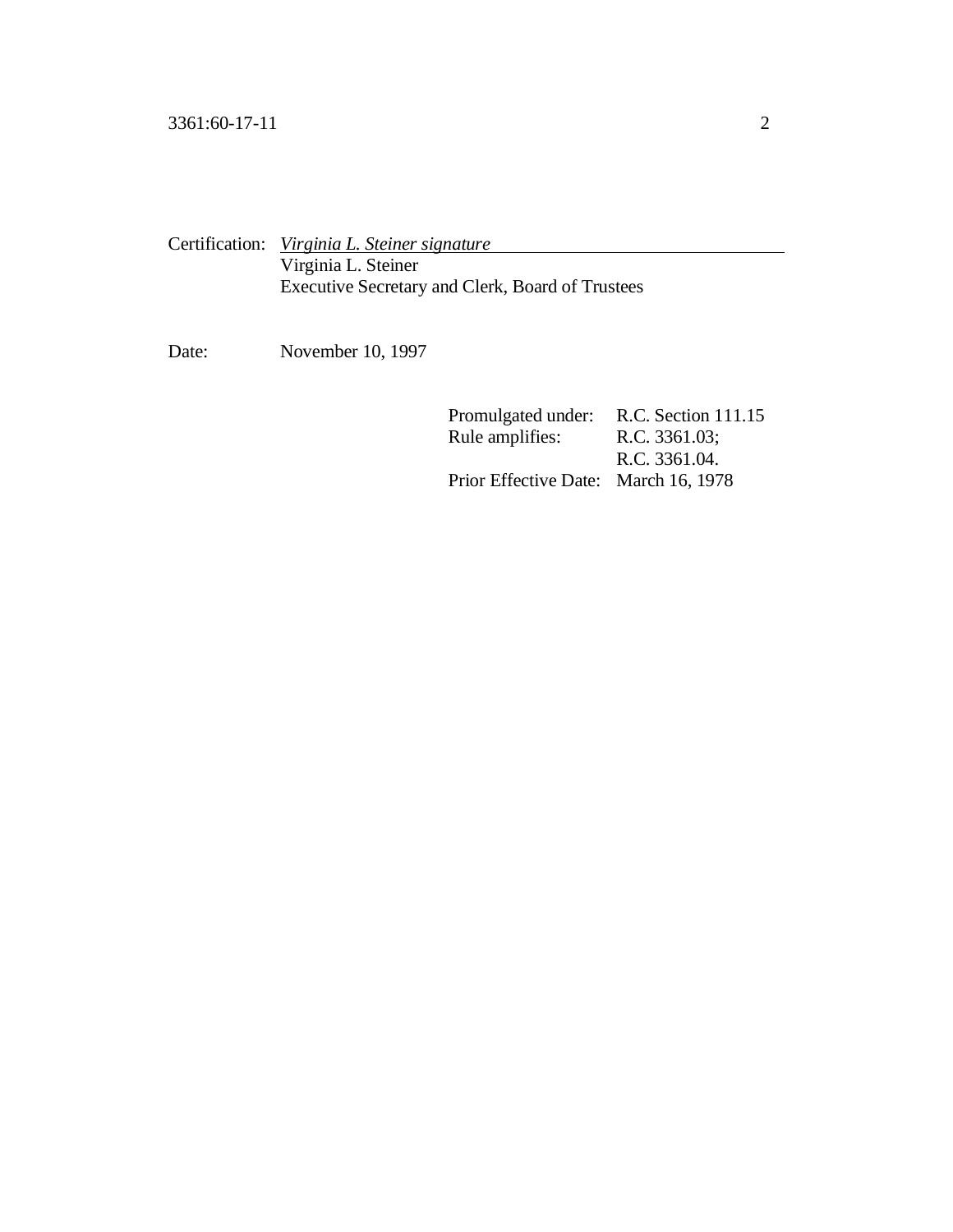Certification: *Virginia L. Steiner signature*
Virginia L. Steiner
Executive Secretary and Clerk, Board of Trustees

Date: November 10, 1997

| | |
|---|---|
| Promulgated under: | R.C. Section 111.15 |
| Rule amplifies: | R.C. 3361.03; |
| | R.C. 3361.04. |
| Prior Effective Date: | March 16, 1978 |